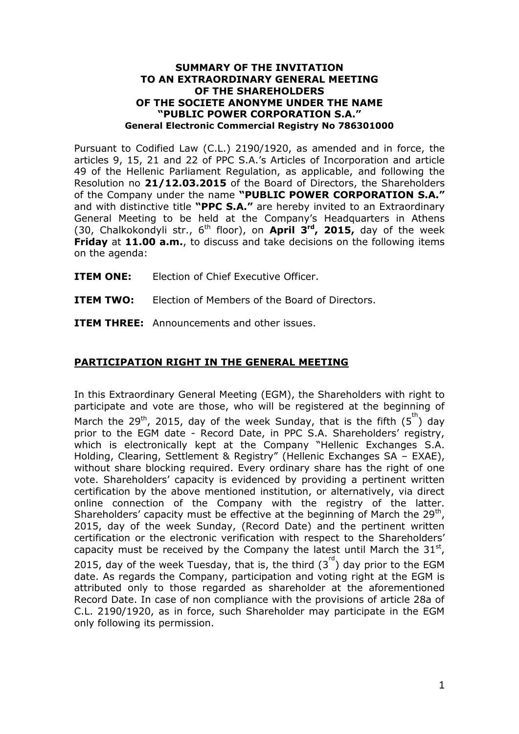**SUMMARY OF THE INVITATION TO AN EXTRAORDINARY GENERAL MEETING OF THE SHAREHOLDERS OF THE SOCIETE ANONYME UNDER THE NAME "PUBLIC POWER CORPORATION S.A."**

**General Electronic Commercial Registry No 786301000**

Pursuant to Codified Law (C.L.) 2190/1920, as amended and in force, the articles 9, 15, 21 and 22 of PPC S.A.'s Articles of Incorporation and article 49 of the Hellenic Parliament Regulation, as applicable, and following the Resolution no **21/12.03.2015** of the Board of Directors, the Shareholders of the Company under the name **"PUBLIC POWER CORPORATION S.A."** and with distinctive title **"PPC S.A."** are hereby invited to an Extraordinary General Meeting to be held at the Company's Headquarters in Athens (30, Chalkokondyli str., 6th floor), on **April 3rd, 2015,** day of the week **Friday** at **11.00 a.m.**, to discuss and take decisions on the following items on the agenda:

**ITEM ONE:** Election of Chief Executive Officer.

**ITEM TWO:** Election of Members of the Board of Directors.

**ITEM THREE:** Announcements and other issues.

## PARTICIPATION RIGHT IN THE GENERAL MEETING

In this Extraordinary General Meeting (EGM), the Shareholders with right to participate and vote are those, who will be registered at the beginning of March the 29th, 2015, day of the week Sunday, that is the fifth (5th) day prior to the EGM date - Record Date, in PPC S.A. Shareholders' registry, which is electronically kept at the Company "Hellenic Exchanges S.A. Holding, Clearing, Settlement & Registry" (Hellenic Exchanges SA – EXAE), without share blocking required. Every ordinary share has the right of one vote. Shareholders' capacity is evidenced by providing a pertinent written certification by the above mentioned institution, or alternatively, via direct online connection of the Company with the registry of the latter. Shareholders' capacity must be effective at the beginning of March the 29th, 2015, day of the week Sunday, (Record Date) and the pertinent written certification or the electronic verification with respect to the Shareholders' capacity must be received by the Company the latest until March the 31st, 2015, day of the week Tuesday, that is, the third (3rd) day prior to the EGM date. As regards the Company, participation and voting right at the EGM is attributed only to those regarded as shareholder at the aforementioned Record Date. In case of non compliance with the provisions of article 28a of C.L. 2190/1920, as in force, such Shareholder may participate in the EGM only following its permission.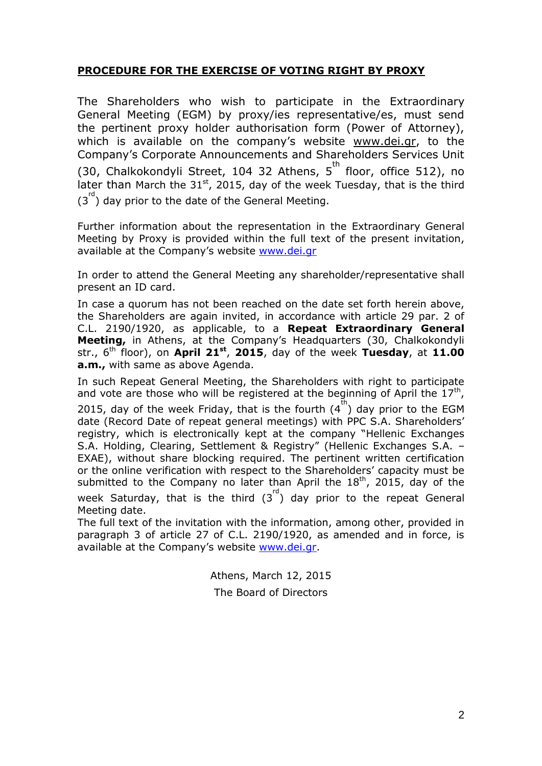**PROCEDURE FOR THE EXERCISE OF VOTING RIGHT BY PROXY**

The Shareholders who wish to participate in the Extraordinary General Meeting (EGM) by proxy/ies representative/es, must send the pertinent proxy holder authorisation form (Power of Attorney), which is available on the company's website www.dei.gr, to the Company's Corporate Announcements and Shareholders Services Unit (30, Chalkokondyli Street, 104 32 Athens, 5th floor, office 512), no later than March the 31st, 2015, day of the week Tuesday, that is the third (3rd) day prior to the date of the General Meeting.

Further information about the representation in the Extraordinary General Meeting by Proxy is provided within the full text of the present invitation, available at the Company's website www.dei.gr

In order to attend the General Meeting any shareholder/representative shall present an ID card.

In case a quorum has not been reached on the date set forth herein above, the Shareholders are again invited, in accordance with article 29 par. 2 of C.L. 2190/1920, as applicable, to a **Repeat Extraordinary General Meeting,** in Athens, at the Company's Headquarters (30, Chalkokondyli str., 6th floor), on **April 21st**, **2015**, day of the week **Tuesday**, at **11.00 a.m.,** with same as above Agenda.

In such Repeat General Meeting, the Shareholders with right to participate and vote are those who will be registered at the beginning of April the 17th, 2015, day of the week Friday, that is the fourth (4th) day prior to the EGM date (Record Date of repeat general meetings) with PPC S.A. Shareholders' registry, which is electronically kept at the company "Hellenic Exchanges S.A. Holding, Clearing, Settlement & Registry" (Hellenic Exchanges S.A. – EXAE), without share blocking required. The pertinent written certification or the online verification with respect to the Shareholders' capacity must be submitted to the Company no later than April the 18th, 2015, day of the week Saturday, that is the third (3rd) day prior to the repeat General Meeting date.

The full text of the invitation with the information, among other, provided in paragraph 3 of article 27 of C.L. 2190/1920, as amended and in force, is available at the Company's website www.dei.gr.

Athens, March 12, 2015

The Board of Directors